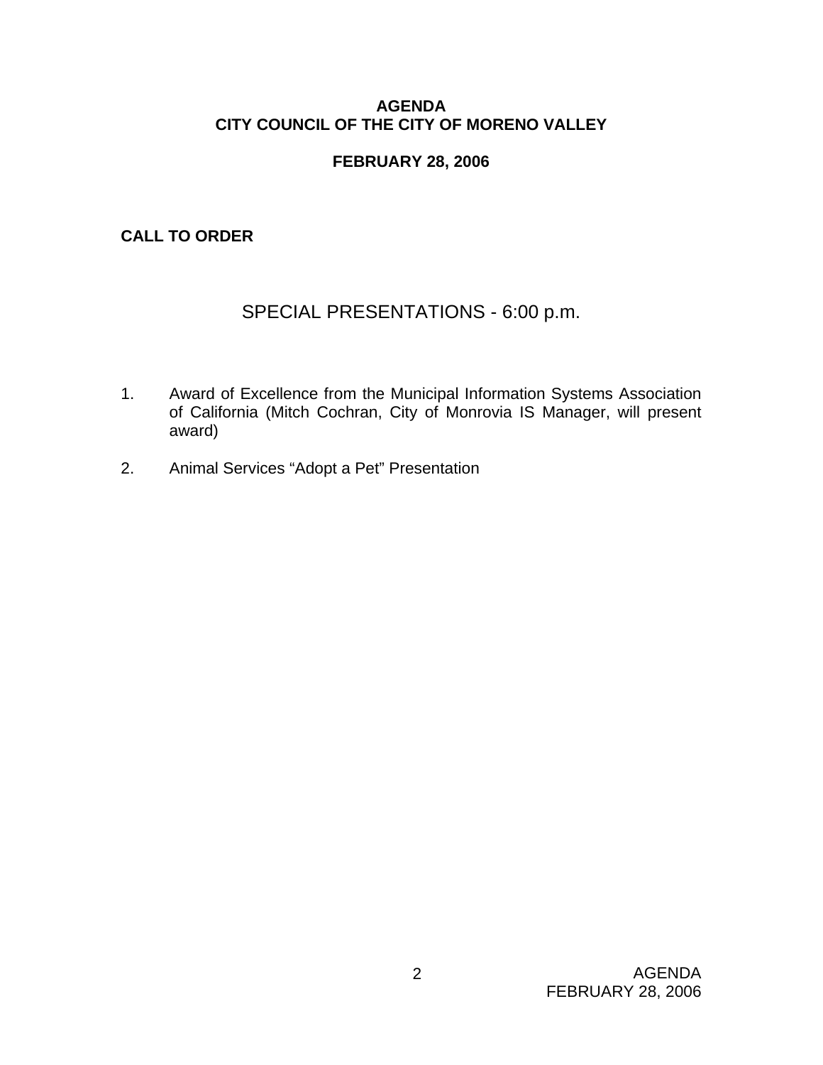# AGENDA
# CITY COUNCIL OF THE CITY OF MORENO VALLEY

**FEBRUARY 28, 2006**

**CALL TO ORDER**

## SPECIAL PRESENTATIONS - 6:00 p.m.

1. Award of Excellence from the Municipal Information Systems Association of California (Mitch Cochran, City of Monrovia IS Manager, will present award)

2. Animal Services "Adopt a Pet" Presentation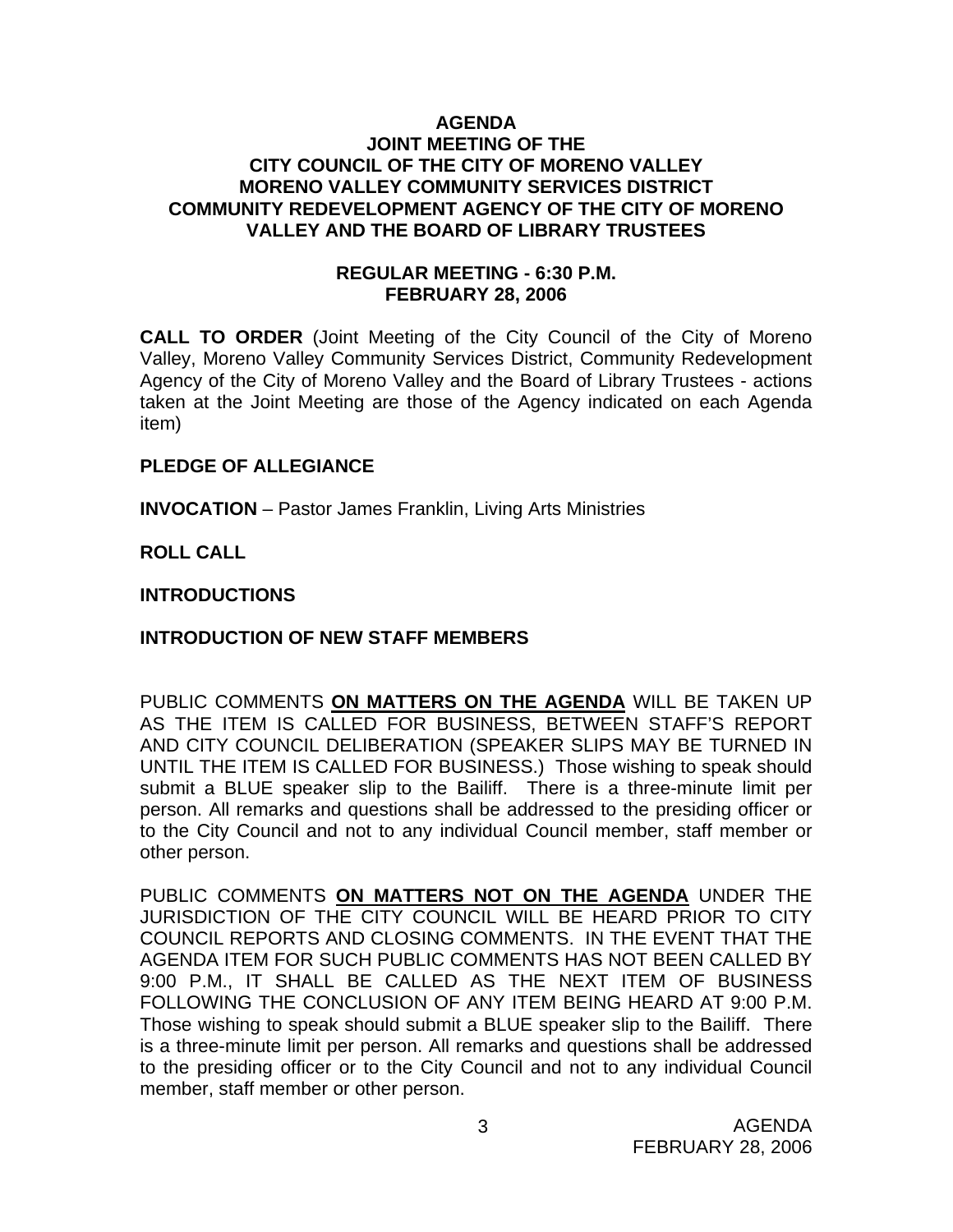**AGENDA**
**JOINT MEETING OF THE**
**CITY COUNCIL OF THE CITY OF MORENO VALLEY**
**MORENO VALLEY COMMUNITY SERVICES DISTRICT**
**COMMUNITY REDEVELOPMENT AGENCY OF THE CITY OF MORENO VALLEY AND THE BOARD OF LIBRARY TRUSTEES**

**REGULAR MEETING - 6:30 P.M.**
**FEBRUARY 28, 2006**

**CALL TO ORDER** (Joint Meeting of the City Council of the City of Moreno Valley, Moreno Valley Community Services District, Community Redevelopment Agency of the City of Moreno Valley and the Board of Library Trustees - actions taken at the Joint Meeting are those of the Agency indicated on each Agenda item)

**PLEDGE OF ALLEGIANCE**

**INVOCATION** – Pastor James Franklin, Living Arts Ministries

**ROLL CALL**

**INTRODUCTIONS**

**INTRODUCTION OF NEW STAFF MEMBERS**

PUBLIC COMMENTS **ON MATTERS ON THE AGENDA** WILL BE TAKEN UP AS THE ITEM IS CALLED FOR BUSINESS, BETWEEN STAFF'S REPORT AND CITY COUNCIL DELIBERATION (SPEAKER SLIPS MAY BE TURNED IN UNTIL THE ITEM IS CALLED FOR BUSINESS.) Those wishing to speak should submit a BLUE speaker slip to the Bailiff. There is a three-minute limit per person. All remarks and questions shall be addressed to the presiding officer or to the City Council and not to any individual Council member, staff member or other person.

PUBLIC COMMENTS **ON MATTERS NOT ON THE AGENDA** UNDER THE JURISDICTION OF THE CITY COUNCIL WILL BE HEARD PRIOR TO CITY COUNCIL REPORTS AND CLOSING COMMENTS. IN THE EVENT THAT THE AGENDA ITEM FOR SUCH PUBLIC COMMENTS HAS NOT BEEN CALLED BY 9:00 P.M., IT SHALL BE CALLED AS THE NEXT ITEM OF BUSINESS FOLLOWING THE CONCLUSION OF ANY ITEM BEING HEARD AT 9:00 P.M. Those wishing to speak should submit a BLUE speaker slip to the Bailiff. There is a three-minute limit per person. All remarks and questions shall be addressed to the presiding officer or to the City Council and not to any individual Council member, staff member or other person.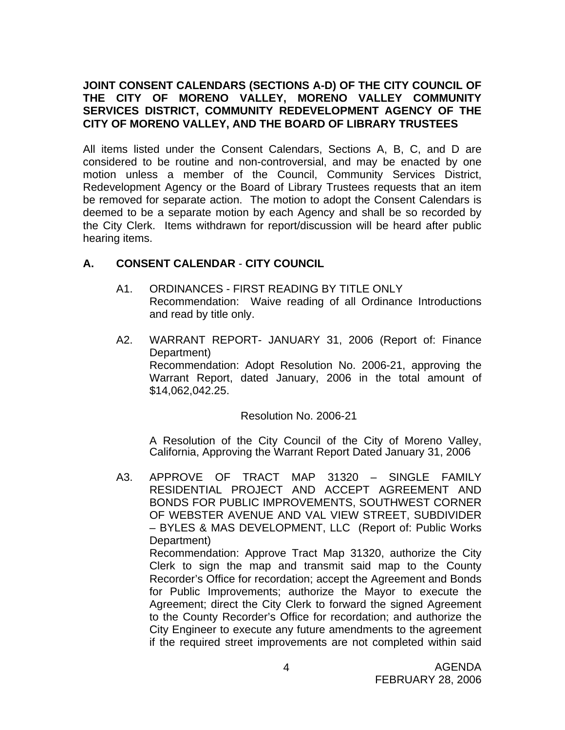**JOINT CONSENT CALENDARS (SECTIONS A-D) OF THE CITY COUNCIL OF THE CITY OF MORENO VALLEY, MORENO VALLEY COMMUNITY SERVICES DISTRICT, COMMUNITY REDEVELOPMENT AGENCY OF THE CITY OF MORENO VALLEY, AND THE BOARD OF LIBRARY TRUSTEES**

All items listed under the Consent Calendars, Sections A, B, C, and D are considered to be routine and non-controversial, and may be enacted by one motion unless a member of the Council, Community Services District, Redevelopment Agency or the Board of Library Trustees requests that an item be removed for separate action. The motion to adopt the Consent Calendars is deemed to be a separate motion by each Agency and shall be so recorded by the City Clerk. Items withdrawn for report/discussion will be heard after public hearing items.

## A. CONSENT CALENDAR - CITY COUNCIL

A1. ORDINANCES - FIRST READING BY TITLE ONLY
Recommendation: Waive reading of all Ordinance Introductions and read by title only.

A2. WARRANT REPORT- JANUARY 31, 2006 (Report of: Finance Department)
Recommendation: Adopt Resolution No. 2006-21, approving the Warrant Report, dated January, 2006 in the total amount of $14,062,042.25.

Resolution No. 2006-21

A Resolution of the City Council of the City of Moreno Valley, California, Approving the Warrant Report Dated January 31, 2006

A3. APPROVE OF TRACT MAP 31320 – SINGLE FAMILY RESIDENTIAL PROJECT AND ACCEPT AGREEMENT AND BONDS FOR PUBLIC IMPROVEMENTS, SOUTHWEST CORNER OF WEBSTER AVENUE AND VAL VIEW STREET, SUBDIVIDER – BYLES & MAS DEVELOPMENT, LLC (Report of: Public Works Department)
Recommendation: Approve Tract Map 31320, authorize the City Clerk to sign the map and transmit said map to the County Recorder's Office for recordation; accept the Agreement and Bonds for Public Improvements; authorize the Mayor to execute the Agreement; direct the City Clerk to forward the signed Agreement to the County Recorder's Office for recordation; and authorize the City Engineer to execute any future amendments to the agreement if the required street improvements are not completed within said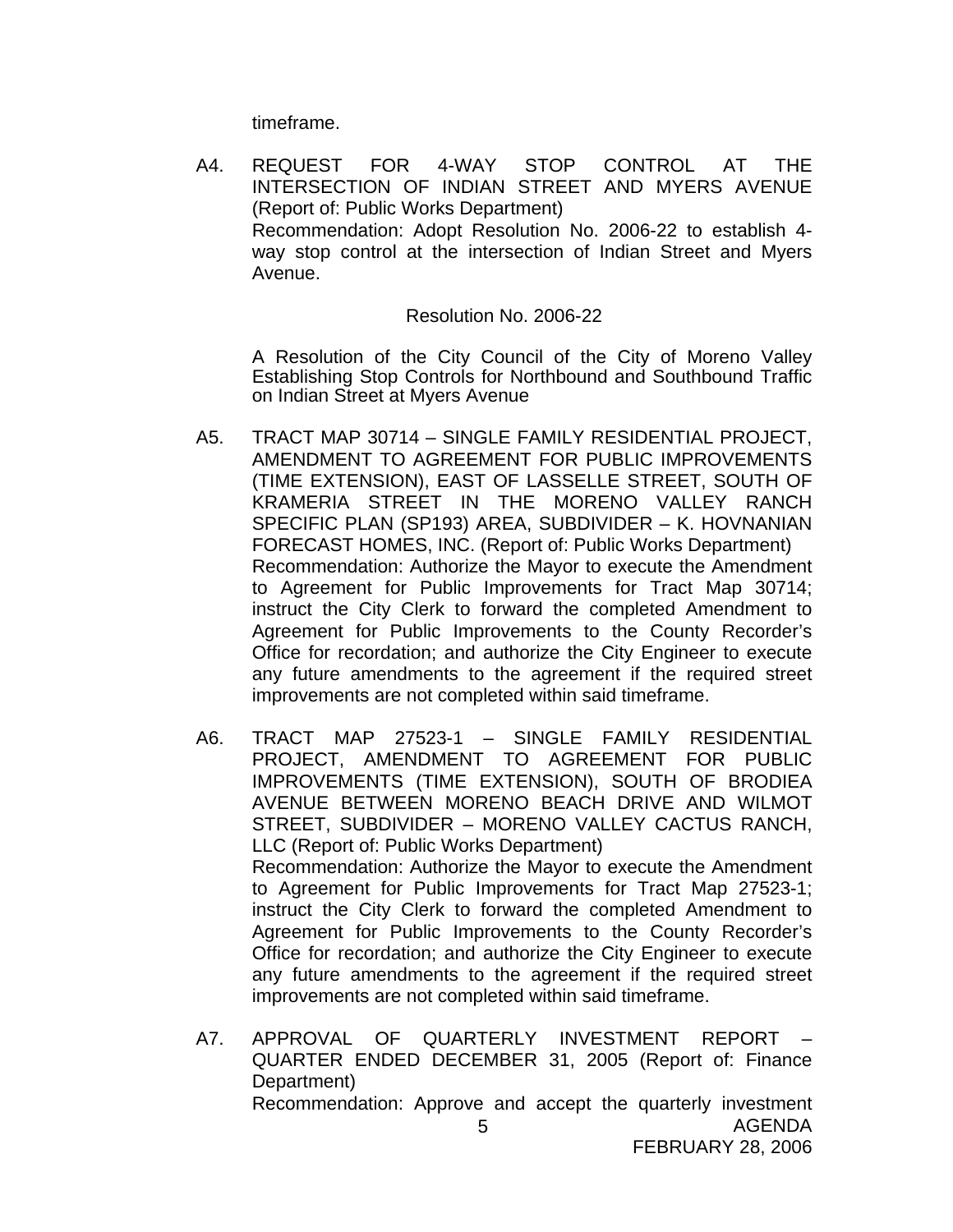timeframe.

A4. REQUEST FOR 4-WAY STOP CONTROL AT THE INTERSECTION OF INDIAN STREET AND MYERS AVENUE (Report of: Public Works Department)
Recommendation: Adopt Resolution No. 2006-22 to establish 4-way stop control at the intersection of Indian Street and Myers Avenue.

Resolution No. 2006-22

A Resolution of the City Council of the City of Moreno Valley Establishing Stop Controls for Northbound and Southbound Traffic on Indian Street at Myers Avenue

A5. TRACT MAP 30714 – SINGLE FAMILY RESIDENTIAL PROJECT, AMENDMENT TO AGREEMENT FOR PUBLIC IMPROVEMENTS (TIME EXTENSION), EAST OF LASSELLE STREET, SOUTH OF KRAMERIA STREET IN THE MORENO VALLEY RANCH SPECIFIC PLAN (SP193) AREA, SUBDIVIDER – K. HOVNANIAN FORECAST HOMES, INC. (Report of: Public Works Department)
Recommendation: Authorize the Mayor to execute the Amendment to Agreement for Public Improvements for Tract Map 30714; instruct the City Clerk to forward the completed Amendment to Agreement for Public Improvements to the County Recorder's Office for recordation; and authorize the City Engineer to execute any future amendments to the agreement if the required street improvements are not completed within said timeframe.

A6. TRACT MAP 27523-1 – SINGLE FAMILY RESIDENTIAL PROJECT, AMENDMENT TO AGREEMENT FOR PUBLIC IMPROVEMENTS (TIME EXTENSION), SOUTH OF BRODIEA AVENUE BETWEEN MORENO BEACH DRIVE AND WILMOT STREET, SUBDIVIDER – MORENO VALLEY CACTUS RANCH, LLC (Report of: Public Works Department)
Recommendation: Authorize the Mayor to execute the Amendment to Agreement for Public Improvements for Tract Map 27523-1; instruct the City Clerk to forward the completed Amendment to Agreement for Public Improvements to the County Recorder's Office for recordation; and authorize the City Engineer to execute any future amendments to the agreement if the required street improvements are not completed within said timeframe.

A7. APPROVAL OF QUARTERLY INVESTMENT REPORT – QUARTER ENDED DECEMBER 31, 2005 (Report of: Finance Department)
Recommendation: Approve and accept the quarterly investment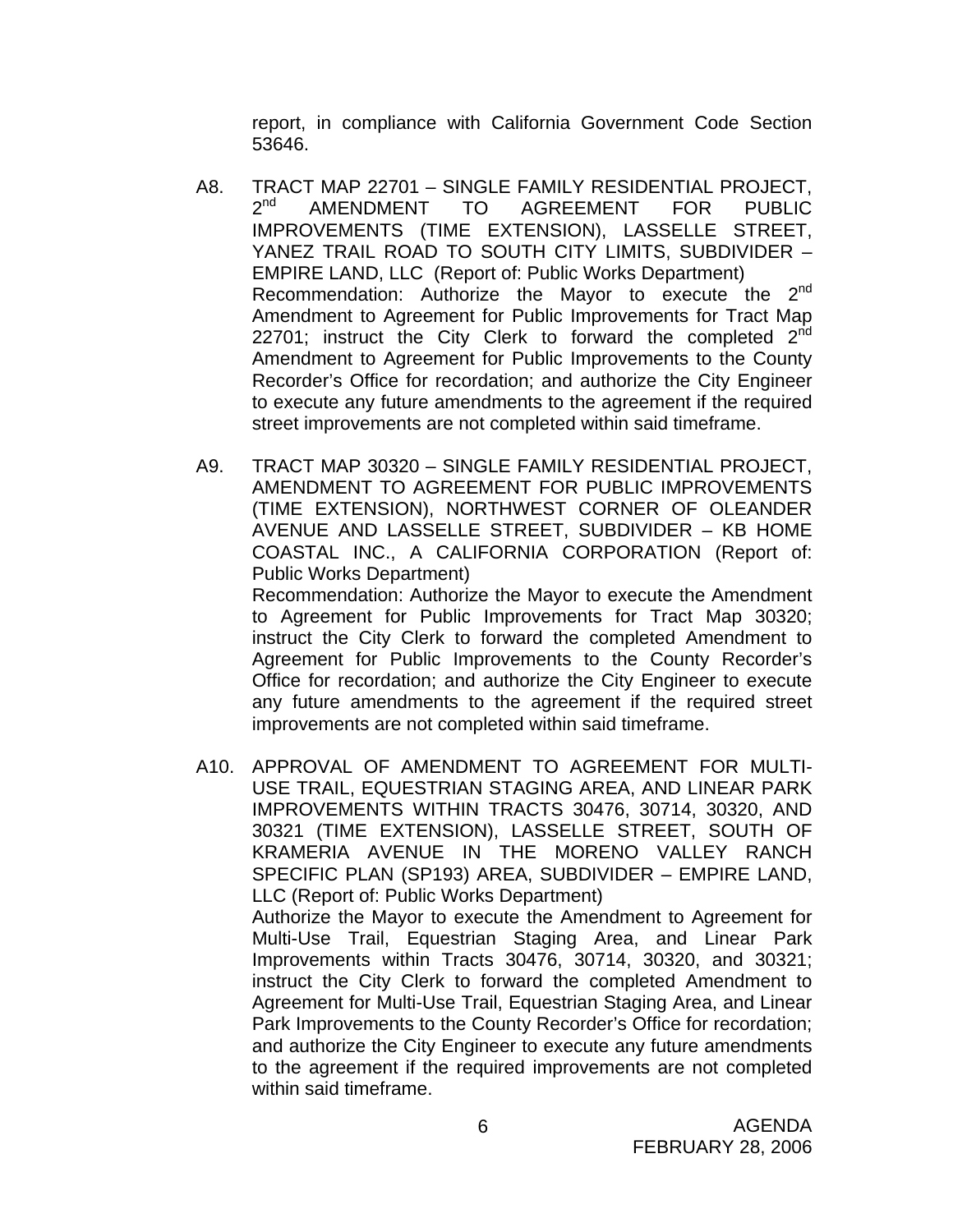report, in compliance with California Government Code Section 53646.

A8. TRACT MAP 22701 – SINGLE FAMILY RESIDENTIAL PROJECT, 2nd AMENDMENT TO AGREEMENT FOR PUBLIC IMPROVEMENTS (TIME EXTENSION), LASSELLE STREET, YANEZ TRAIL ROAD TO SOUTH CITY LIMITS, SUBDIVIDER – EMPIRE LAND, LLC (Report of: Public Works Department)
Recommendation: Authorize the Mayor to execute the 2nd Amendment to Agreement for Public Improvements for Tract Map 22701; instruct the City Clerk to forward the completed 2nd Amendment to Agreement for Public Improvements to the County Recorder's Office for recordation; and authorize the City Engineer to execute any future amendments to the agreement if the required street improvements are not completed within said timeframe.

A9. TRACT MAP 30320 – SINGLE FAMILY RESIDENTIAL PROJECT, AMENDMENT TO AGREEMENT FOR PUBLIC IMPROVEMENTS (TIME EXTENSION), NORTHWEST CORNER OF OLEANDER AVENUE AND LASSELLE STREET, SUBDIVIDER – KB HOME COASTAL INC., A CALIFORNIA CORPORATION (Report of: Public Works Department)
Recommendation: Authorize the Mayor to execute the Amendment to Agreement for Public Improvements for Tract Map 30320; instruct the City Clerk to forward the completed Amendment to Agreement for Public Improvements to the County Recorder's Office for recordation; and authorize the City Engineer to execute any future amendments to the agreement if the required street improvements are not completed within said timeframe.

A10. APPROVAL OF AMENDMENT TO AGREEMENT FOR MULTI-USE TRAIL, EQUESTRIAN STAGING AREA, AND LINEAR PARK IMPROVEMENTS WITHIN TRACTS 30476, 30714, 30320, AND 30321 (TIME EXTENSION), LASSELLE STREET, SOUTH OF KRAMERIA AVENUE IN THE MORENO VALLEY RANCH SPECIFIC PLAN (SP193) AREA, SUBDIVIDER – EMPIRE LAND, LLC (Report of: Public Works Department)
Authorize the Mayor to execute the Amendment to Agreement for Multi-Use Trail, Equestrian Staging Area, and Linear Park Improvements within Tracts 30476, 30714, 30320, and 30321; instruct the City Clerk to forward the completed Amendment to Agreement for Multi-Use Trail, Equestrian Staging Area, and Linear Park Improvements to the County Recorder's Office for recordation; and authorize the City Engineer to execute any future amendments to the agreement if the required improvements are not completed within said timeframe.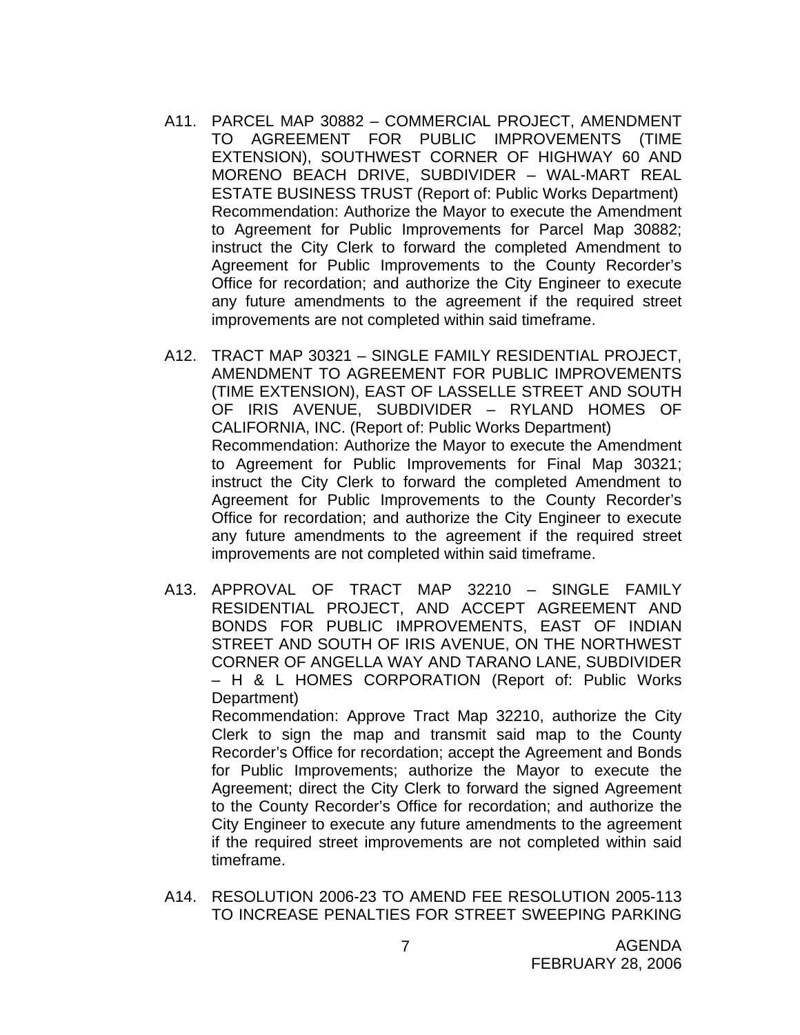A11. PARCEL MAP 30882 – COMMERCIAL PROJECT, AMENDMENT TO AGREEMENT FOR PUBLIC IMPROVEMENTS (TIME EXTENSION), SOUTHWEST CORNER OF HIGHWAY 60 AND MORENO BEACH DRIVE, SUBDIVIDER – WAL-MART REAL ESTATE BUSINESS TRUST (Report of: Public Works Department)
Recommendation: Authorize the Mayor to execute the Amendment to Agreement for Public Improvements for Parcel Map 30882; instruct the City Clerk to forward the completed Amendment to Agreement for Public Improvements to the County Recorder's Office for recordation; and authorize the City Engineer to execute any future amendments to the agreement if the required street improvements are not completed within said timeframe.

A12. TRACT MAP 30321 – SINGLE FAMILY RESIDENTIAL PROJECT, AMENDMENT TO AGREEMENT FOR PUBLIC IMPROVEMENTS (TIME EXTENSION), EAST OF LASSELLE STREET AND SOUTH OF IRIS AVENUE, SUBDIVIDER – RYLAND HOMES OF CALIFORNIA, INC. (Report of: Public Works Department)
Recommendation: Authorize the Mayor to execute the Amendment to Agreement for Public Improvements for Final Map 30321; instruct the City Clerk to forward the completed Amendment to Agreement for Public Improvements to the County Recorder's Office for recordation; and authorize the City Engineer to execute any future amendments to the agreement if the required street improvements are not completed within said timeframe.

A13. APPROVAL OF TRACT MAP 32210 – SINGLE FAMILY RESIDENTIAL PROJECT, AND ACCEPT AGREEMENT AND BONDS FOR PUBLIC IMPROVEMENTS, EAST OF INDIAN STREET AND SOUTH OF IRIS AVENUE, ON THE NORTHWEST CORNER OF ANGELLA WAY AND TARANO LANE, SUBDIVIDER – H & L HOMES CORPORATION (Report of: Public Works Department)
Recommendation: Approve Tract Map 32210, authorize the City Clerk to sign the map and transmit said map to the County Recorder's Office for recordation; accept the Agreement and Bonds for Public Improvements; authorize the Mayor to execute the Agreement; direct the City Clerk to forward the signed Agreement to the County Recorder's Office for recordation; and authorize the City Engineer to execute any future amendments to the agreement if the required street improvements are not completed within said timeframe.

A14. RESOLUTION 2006-23 TO AMEND FEE RESOLUTION 2005-113 TO INCREASE PENALTIES FOR STREET SWEEPING PARKING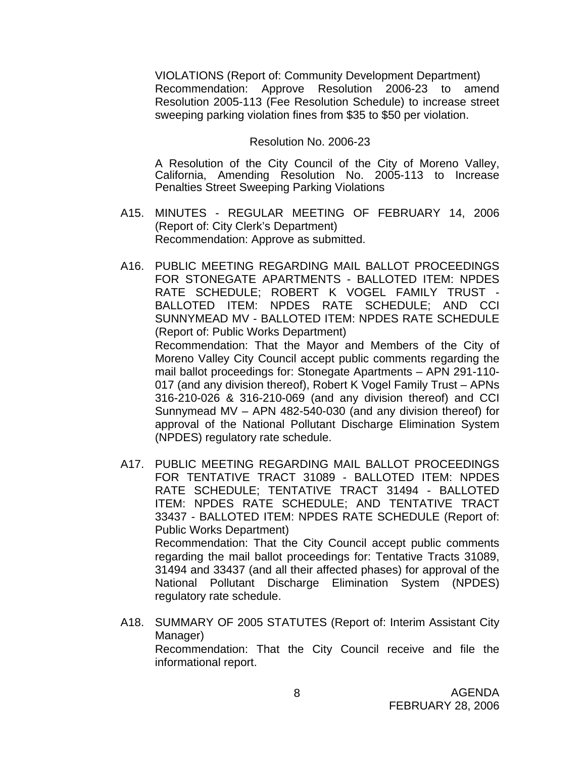VIOLATIONS (Report of: Community Development Department)
Recommendation: Approve Resolution 2006-23 to amend Resolution 2005-113 (Fee Resolution Schedule) to increase street sweeping parking violation fines from $35 to $50 per violation.

Resolution No. 2006-23

A Resolution of the City Council of the City of Moreno Valley, California, Amending Resolution No. 2005-113 to Increase Penalties Street Sweeping Parking Violations

A15. MINUTES - REGULAR MEETING OF FEBRUARY 14, 2006 (Report of: City Clerk's Department)
Recommendation: Approve as submitted.

A16. PUBLIC MEETING REGARDING MAIL BALLOT PROCEEDINGS FOR STONEGATE APARTMENTS - BALLOTED ITEM: NPDES RATE SCHEDULE; ROBERT K VOGEL FAMILY TRUST - BALLOTED ITEM: NPDES RATE SCHEDULE; AND CCI SUNNYMEAD MV - BALLOTED ITEM: NPDES RATE SCHEDULE (Report of: Public Works Department)
Recommendation: That the Mayor and Members of the City of Moreno Valley City Council accept public comments regarding the mail ballot proceedings for: Stonegate Apartments – APN 291-110-017 (and any division thereof), Robert K Vogel Family Trust – APNs 316-210-026 & 316-210-069 (and any division thereof) and CCI Sunnymead MV – APN 482-540-030 (and any division thereof) for approval of the National Pollutant Discharge Elimination System (NPDES) regulatory rate schedule.

A17. PUBLIC MEETING REGARDING MAIL BALLOT PROCEEDINGS FOR TENTATIVE TRACT 31089 - BALLOTED ITEM: NPDES RATE SCHEDULE; TENTATIVE TRACT 31494 - BALLOTED ITEM: NPDES RATE SCHEDULE; AND TENTATIVE TRACT 33437 - BALLOTED ITEM: NPDES RATE SCHEDULE (Report of: Public Works Department)
Recommendation: That the City Council accept public comments regarding the mail ballot proceedings for: Tentative Tracts 31089, 31494 and 33437 (and all their affected phases) for approval of the National Pollutant Discharge Elimination System (NPDES) regulatory rate schedule.

A18. SUMMARY OF 2005 STATUTES (Report of: Interim Assistant City Manager)
Recommendation: That the City Council receive and file the informational report.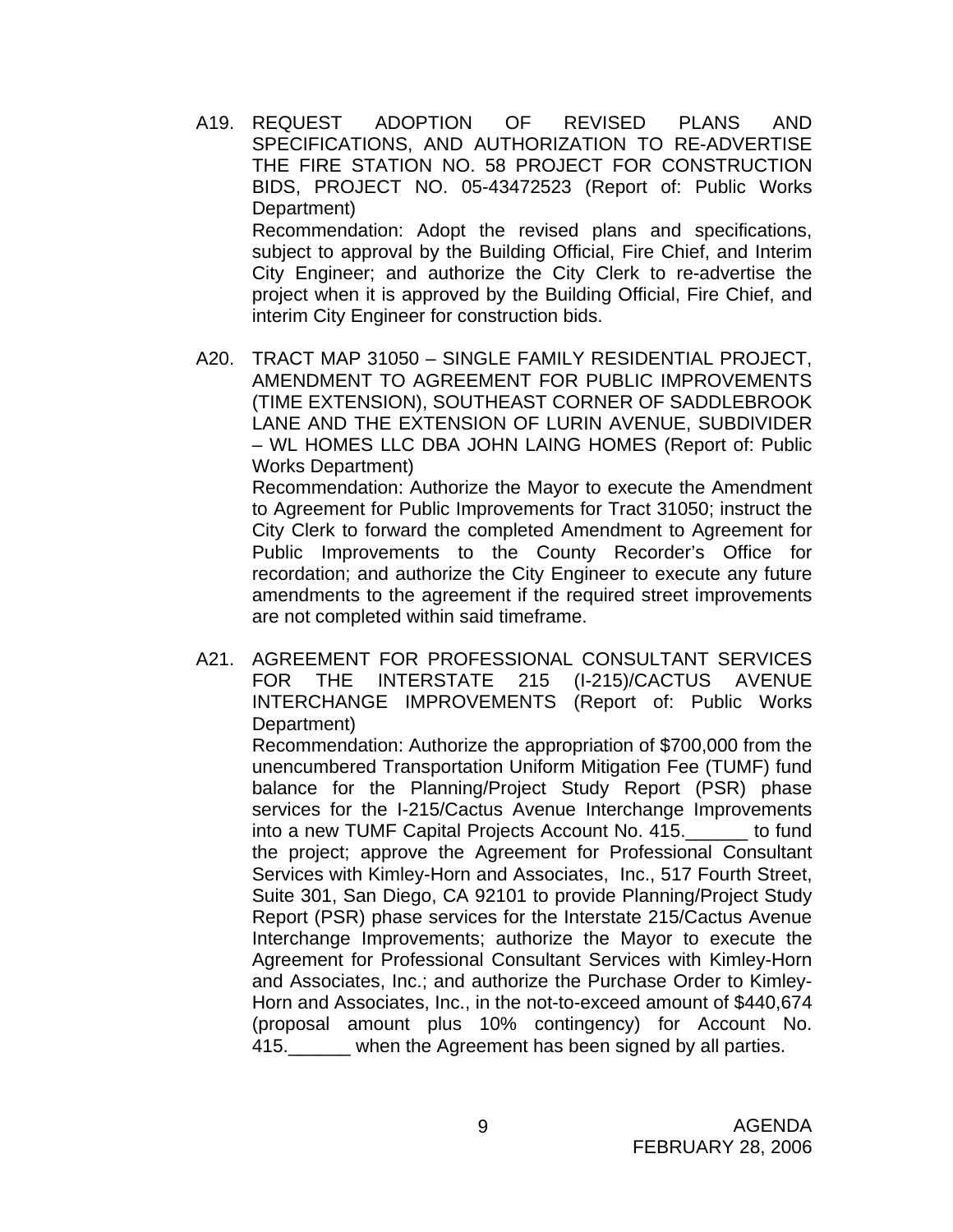A19. REQUEST ADOPTION OF REVISED PLANS AND SPECIFICATIONS, AND AUTHORIZATION TO RE-ADVERTISE THE FIRE STATION NO. 58 PROJECT FOR CONSTRUCTION BIDS, PROJECT NO. 05-43472523 (Report of: Public Works Department)

Recommendation: Adopt the revised plans and specifications, subject to approval by the Building Official, Fire Chief, and Interim City Engineer; and authorize the City Clerk to re-advertise the project when it is approved by the Building Official, Fire Chief, and interim City Engineer for construction bids.

A20. TRACT MAP 31050 – SINGLE FAMILY RESIDENTIAL PROJECT, AMENDMENT TO AGREEMENT FOR PUBLIC IMPROVEMENTS (TIME EXTENSION), SOUTHEAST CORNER OF SADDLEBROOK LANE AND THE EXTENSION OF LURIN AVENUE, SUBDIVIDER – WL HOMES LLC DBA JOHN LAING HOMES (Report of: Public Works Department)

Recommendation: Authorize the Mayor to execute the Amendment to Agreement for Public Improvements for Tract 31050; instruct the City Clerk to forward the completed Amendment to Agreement for Public Improvements to the County Recorder's Office for recordation; and authorize the City Engineer to execute any future amendments to the agreement if the required street improvements are not completed within said timeframe.

A21. AGREEMENT FOR PROFESSIONAL CONSULTANT SERVICES FOR THE INTERSTATE 215 (I-215)/CACTUS AVENUE INTERCHANGE IMPROVEMENTS (Report of: Public Works Department)

Recommendation: Authorize the appropriation of $700,000 from the unencumbered Transportation Uniform Mitigation Fee (TUMF) fund balance for the Planning/Project Study Report (PSR) phase services for the I-215/Cactus Avenue Interchange Improvements into a new TUMF Capital Projects Account No. 415.______ to fund the project; approve the Agreement for Professional Consultant Services with Kimley-Horn and Associates, Inc., 517 Fourth Street, Suite 301, San Diego, CA 92101 to provide Planning/Project Study Report (PSR) phase services for the Interstate 215/Cactus Avenue Interchange Improvements; authorize the Mayor to execute the Agreement for Professional Consultant Services with Kimley-Horn and Associates, Inc.; and authorize the Purchase Order to Kimley-Horn and Associates, Inc., in the not-to-exceed amount of $440,674 (proposal amount plus 10% contingency) for Account No. 415.______ when the Agreement has been signed by all parties.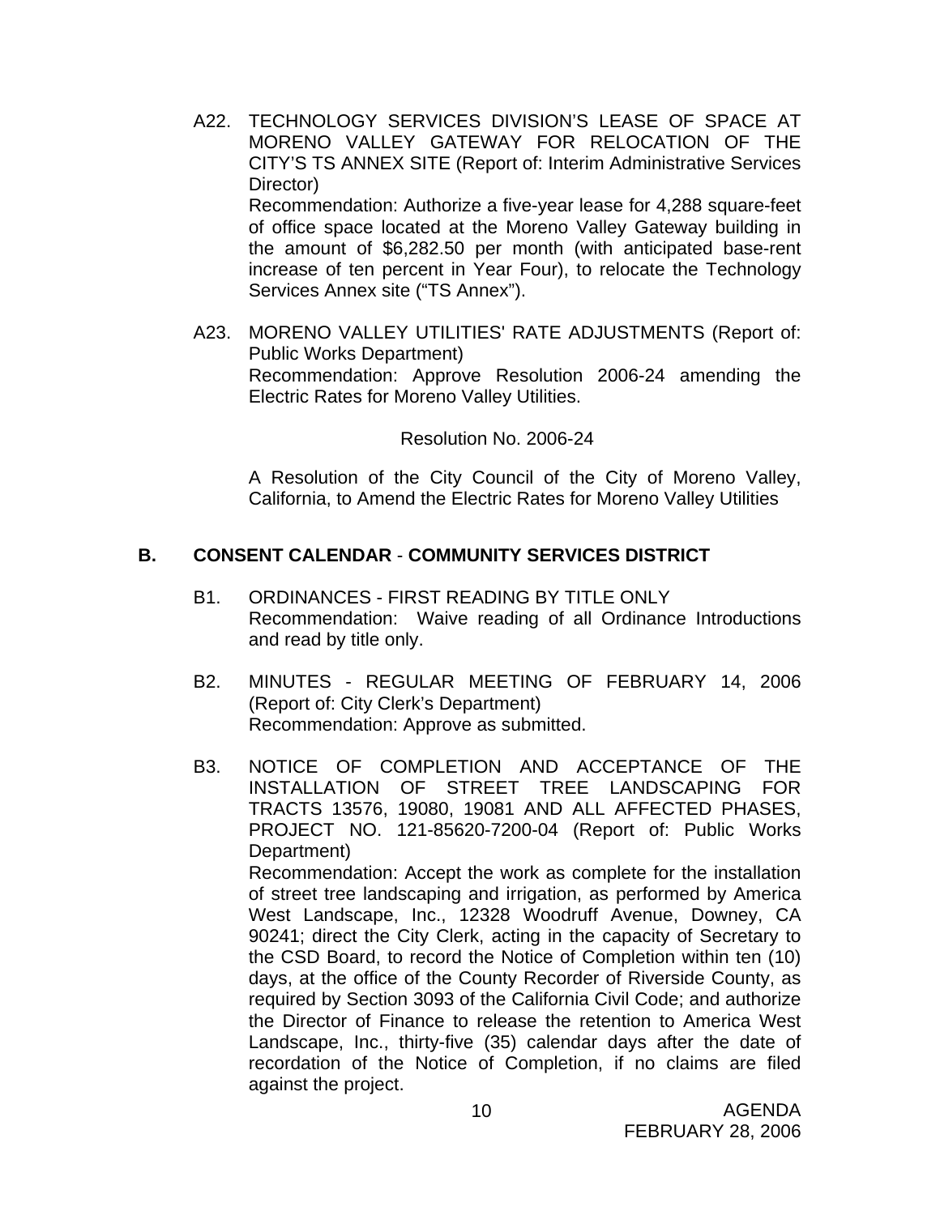A22. TECHNOLOGY SERVICES DIVISION'S LEASE OF SPACE AT MORENO VALLEY GATEWAY FOR RELOCATION OF THE CITY'S TS ANNEX SITE (Report of: Interim Administrative Services Director)
Recommendation: Authorize a five-year lease for 4,288 square-feet of office space located at the Moreno Valley Gateway building in the amount of $6,282.50 per month (with anticipated base-rent increase of ten percent in Year Four), to relocate the Technology Services Annex site ("TS Annex").

A23. MORENO VALLEY UTILITIES' RATE ADJUSTMENTS (Report of: Public Works Department)
Recommendation: Approve Resolution 2006-24 amending the Electric Rates for Moreno Valley Utilities.

Resolution No. 2006-24

A Resolution of the City Council of the City of Moreno Valley, California, to Amend the Electric Rates for Moreno Valley Utilities

## B. CONSENT CALENDAR - COMMUNITY SERVICES DISTRICT

B1. ORDINANCES - FIRST READING BY TITLE ONLY
Recommendation: Waive reading of all Ordinance Introductions and read by title only.

B2. MINUTES - REGULAR MEETING OF FEBRUARY 14, 2006 (Report of: City Clerk's Department)
Recommendation: Approve as submitted.

B3. NOTICE OF COMPLETION AND ACCEPTANCE OF THE INSTALLATION OF STREET TREE LANDSCAPING FOR TRACTS 13576, 19080, 19081 AND ALL AFFECTED PHASES, PROJECT NO. 121-85620-7200-04 (Report of: Public Works Department)
Recommendation: Accept the work as complete for the installation of street tree landscaping and irrigation, as performed by America West Landscape, Inc., 12328 Woodruff Avenue, Downey, CA 90241; direct the City Clerk, acting in the capacity of Secretary to the CSD Board, to record the Notice of Completion within ten (10) days, at the office of the County Recorder of Riverside County, as required by Section 3093 of the California Civil Code; and authorize the Director of Finance to release the retention to America West Landscape, Inc., thirty-five (35) calendar days after the date of recordation of the Notice of Completion, if no claims are filed against the project.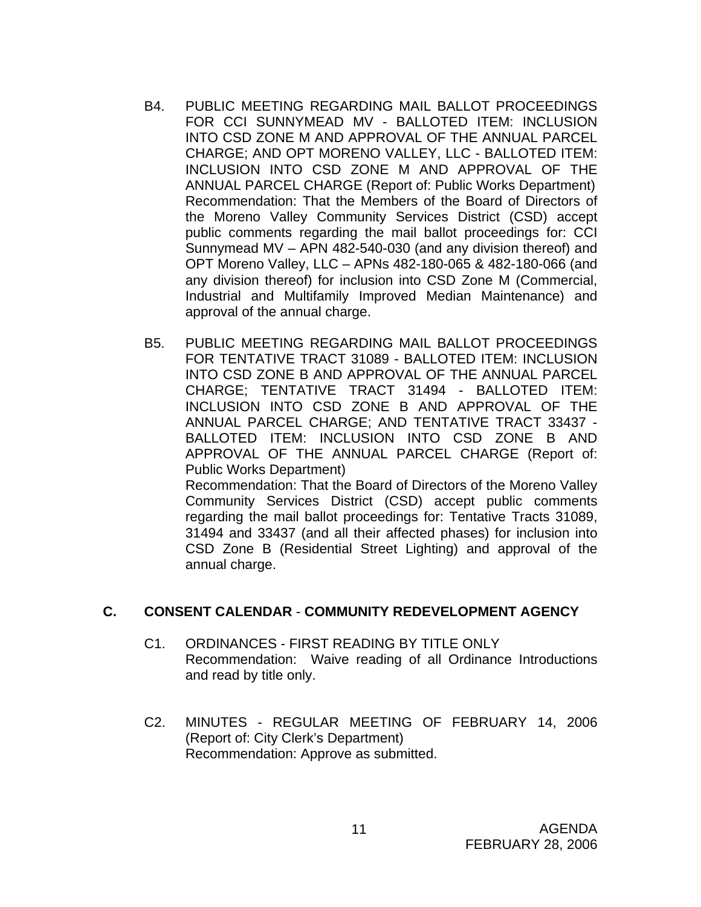B4. PUBLIC MEETING REGARDING MAIL BALLOT PROCEEDINGS FOR CCI SUNNYMEAD MV - BALLOTED ITEM: INCLUSION INTO CSD ZONE M AND APPROVAL OF THE ANNUAL PARCEL CHARGE; AND OPT MORENO VALLEY, LLC - BALLOTED ITEM: INCLUSION INTO CSD ZONE M AND APPROVAL OF THE ANNUAL PARCEL CHARGE (Report of: Public Works Department)
Recommendation: That the Members of the Board of Directors of the Moreno Valley Community Services District (CSD) accept public comments regarding the mail ballot proceedings for: CCI Sunnymead MV – APN 482-540-030 (and any division thereof) and OPT Moreno Valley, LLC – APNs 482-180-065 & 482-180-066 (and any division thereof) for inclusion into CSD Zone M (Commercial, Industrial and Multifamily Improved Median Maintenance) and approval of the annual charge.

B5. PUBLIC MEETING REGARDING MAIL BALLOT PROCEEDINGS FOR TENTATIVE TRACT 31089 - BALLOTED ITEM: INCLUSION INTO CSD ZONE B AND APPROVAL OF THE ANNUAL PARCEL CHARGE; TENTATIVE TRACT 31494 - BALLOTED ITEM: INCLUSION INTO CSD ZONE B AND APPROVAL OF THE ANNUAL PARCEL CHARGE; AND TENTATIVE TRACT 33437 - BALLOTED ITEM: INCLUSION INTO CSD ZONE B AND APPROVAL OF THE ANNUAL PARCEL CHARGE (Report of: Public Works Department)
Recommendation: That the Board of Directors of the Moreno Valley Community Services District (CSD) accept public comments regarding the mail ballot proceedings for: Tentative Tracts 31089, 31494 and 33437 (and all their affected phases) for inclusion into CSD Zone B (Residential Street Lighting) and approval of the annual charge.

## C. CONSENT CALENDAR - COMMUNITY REDEVELOPMENT AGENCY

C1. ORDINANCES - FIRST READING BY TITLE ONLY
Recommendation: Waive reading of all Ordinance Introductions and read by title only.

C2. MINUTES - REGULAR MEETING OF FEBRUARY 14, 2006 (Report of: City Clerk's Department)
Recommendation: Approve as submitted.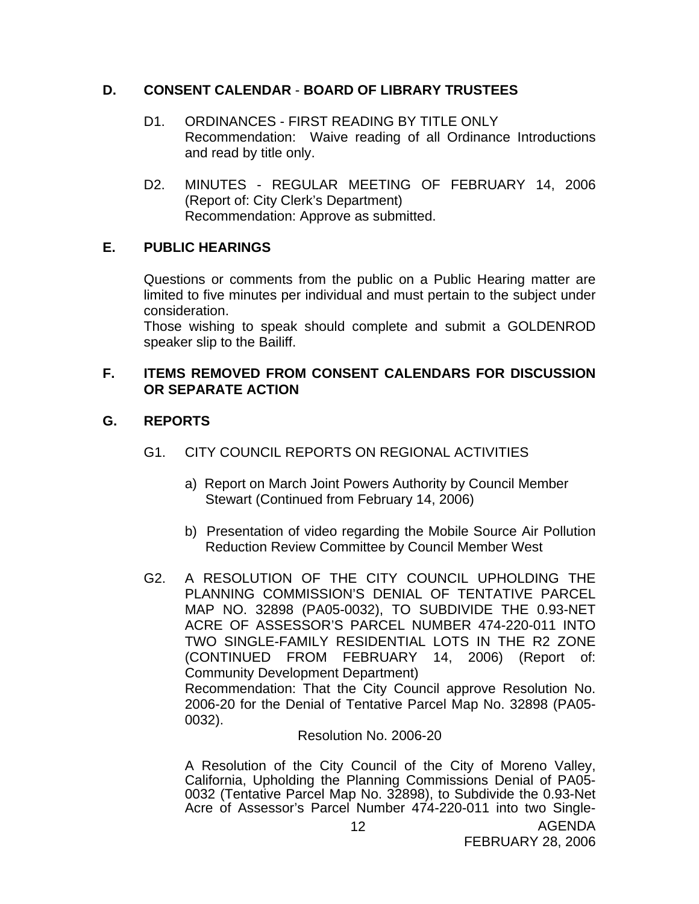## D. CONSENT CALENDAR - BOARD OF LIBRARY TRUSTEES

D1. ORDINANCES - FIRST READING BY TITLE ONLY
Recommendation: Waive reading of all Ordinance Introductions and read by title only.

D2. MINUTES - REGULAR MEETING OF FEBRUARY 14, 2006 (Report of: City Clerk's Department)
Recommendation: Approve as submitted.

## E. PUBLIC HEARINGS

Questions or comments from the public on a Public Hearing matter are limited to five minutes per individual and must pertain to the subject under consideration.
Those wishing to speak should complete and submit a GOLDENROD speaker slip to the Bailiff.

## F. ITEMS REMOVED FROM CONSENT CALENDARS FOR DISCUSSION OR SEPARATE ACTION

## G. REPORTS

G1. CITY COUNCIL REPORTS ON REGIONAL ACTIVITIES

a) Report on March Joint Powers Authority by Council Member Stewart (Continued from February 14, 2006)

b) Presentation of video regarding the Mobile Source Air Pollution Reduction Review Committee by Council Member West

G2. A RESOLUTION OF THE CITY COUNCIL UPHOLDING THE PLANNING COMMISSION'S DENIAL OF TENTATIVE PARCEL MAP NO. 32898 (PA05-0032), TO SUBDIVIDE THE 0.93-NET ACRE OF ASSESSOR'S PARCEL NUMBER 474-220-011 INTO TWO SINGLE-FAMILY RESIDENTIAL LOTS IN THE R2 ZONE (CONTINUED FROM FEBRUARY 14, 2006) (Report of: Community Development Department)
Recommendation: That the City Council approve Resolution No. 2006-20 for the Denial of Tentative Parcel Map No. 32898 (PA05-0032).

Resolution No. 2006-20

A Resolution of the City Council of the City of Moreno Valley, California, Upholding the Planning Commissions Denial of PA05-0032 (Tentative Parcel Map No. 32898), to Subdivide the 0.93-Net Acre of Assessor's Parcel Number 474-220-011 into two Single-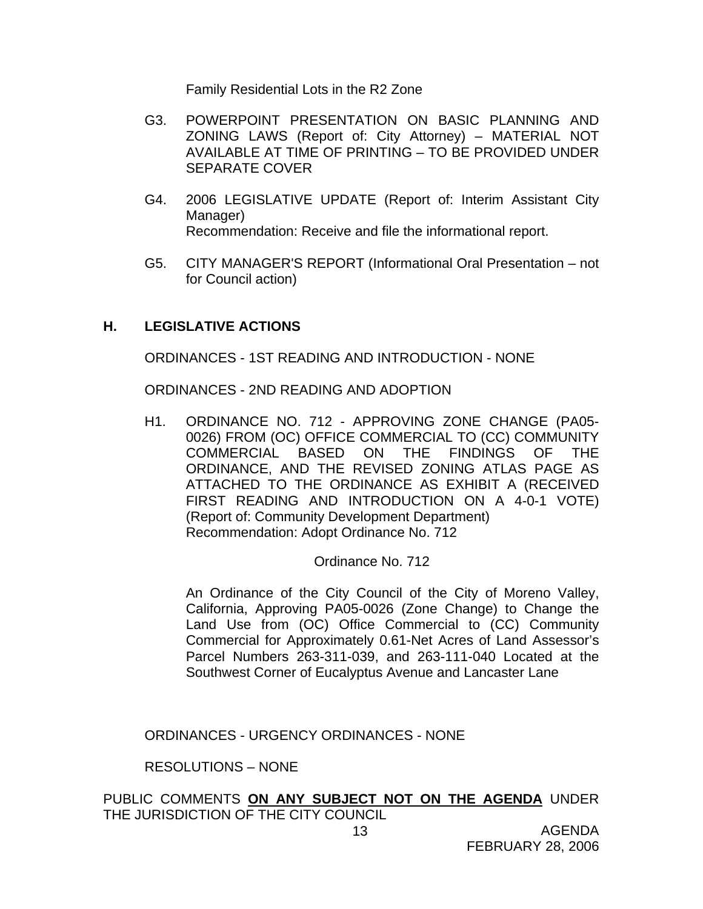Family Residential Lots in the R2 Zone

G3. POWERPOINT PRESENTATION ON BASIC PLANNING AND ZONING LAWS (Report of: City Attorney) – MATERIAL NOT AVAILABLE AT TIME OF PRINTING – TO BE PROVIDED UNDER SEPARATE COVER

G4. 2006 LEGISLATIVE UPDATE (Report of: Interim Assistant City Manager)
Recommendation: Receive and file the informational report.

G5. CITY MANAGER'S REPORT (Informational Oral Presentation – not for Council action)

## H. LEGISLATIVE ACTIONS

ORDINANCES - 1ST READING AND INTRODUCTION - NONE

ORDINANCES - 2ND READING AND ADOPTION

H1. ORDINANCE NO. 712 - APPROVING ZONE CHANGE (PA05-0026) FROM (OC) OFFICE COMMERCIAL TO (CC) COMMUNITY COMMERCIAL BASED ON THE FINDINGS OF THE ORDINANCE, AND THE REVISED ZONING ATLAS PAGE AS ATTACHED TO THE ORDINANCE AS EXHIBIT A (RECEIVED FIRST READING AND INTRODUCTION ON A 4-0-1 VOTE) (Report of: Community Development Department)
Recommendation: Adopt Ordinance No. 712

Ordinance No. 712

An Ordinance of the City Council of the City of Moreno Valley, California, Approving PA05-0026 (Zone Change) to Change the Land Use from (OC) Office Commercial to (CC) Community Commercial for Approximately 0.61-Net Acres of Land Assessor's Parcel Numbers 263-311-039, and 263-111-040 Located at the Southwest Corner of Eucalyptus Avenue and Lancaster Lane

ORDINANCES - URGENCY ORDINANCES - NONE

RESOLUTIONS – NONE

PUBLIC COMMENTS **ON ANY SUBJECT NOT ON THE AGENDA** UNDER THE JURISDICTION OF THE CITY COUNCIL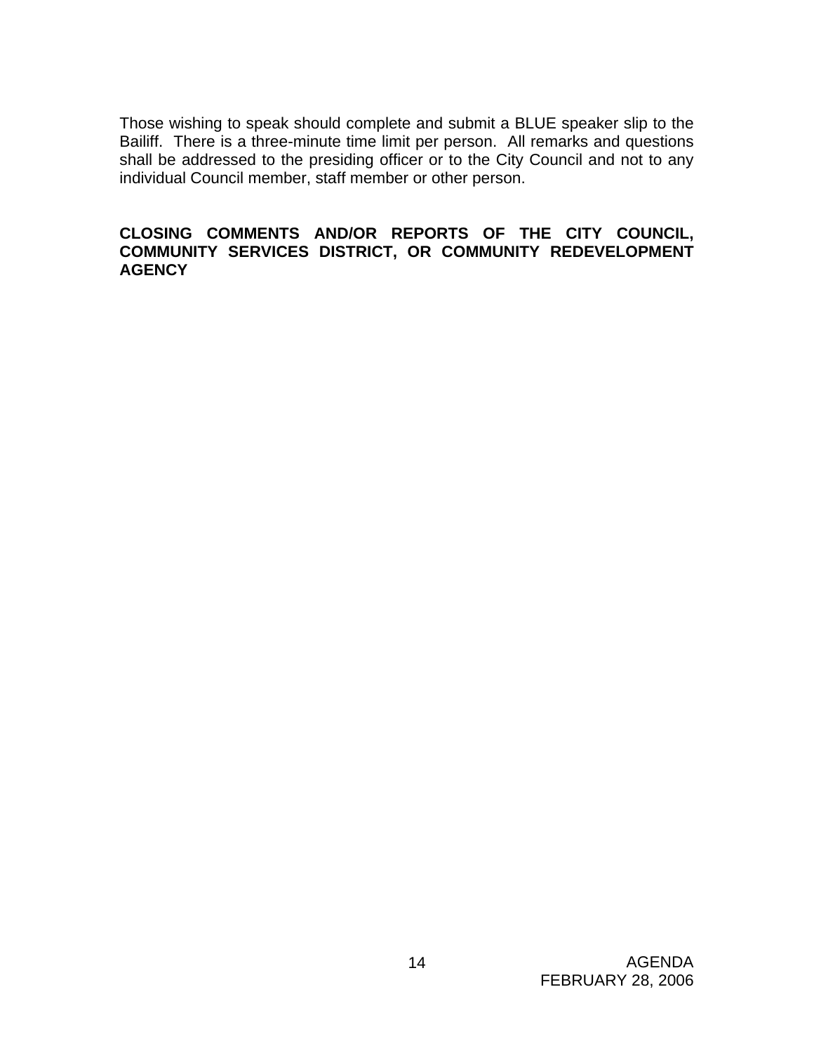Those wishing to speak should complete and submit a BLUE speaker slip to the Bailiff. There is a three-minute time limit per person. All remarks and questions shall be addressed to the presiding officer or to the City Council and not to any individual Council member, staff member or other person.

**CLOSING COMMENTS AND/OR REPORTS OF THE CITY COUNCIL, COMMUNITY SERVICES DISTRICT, OR COMMUNITY REDEVELOPMENT AGENCY**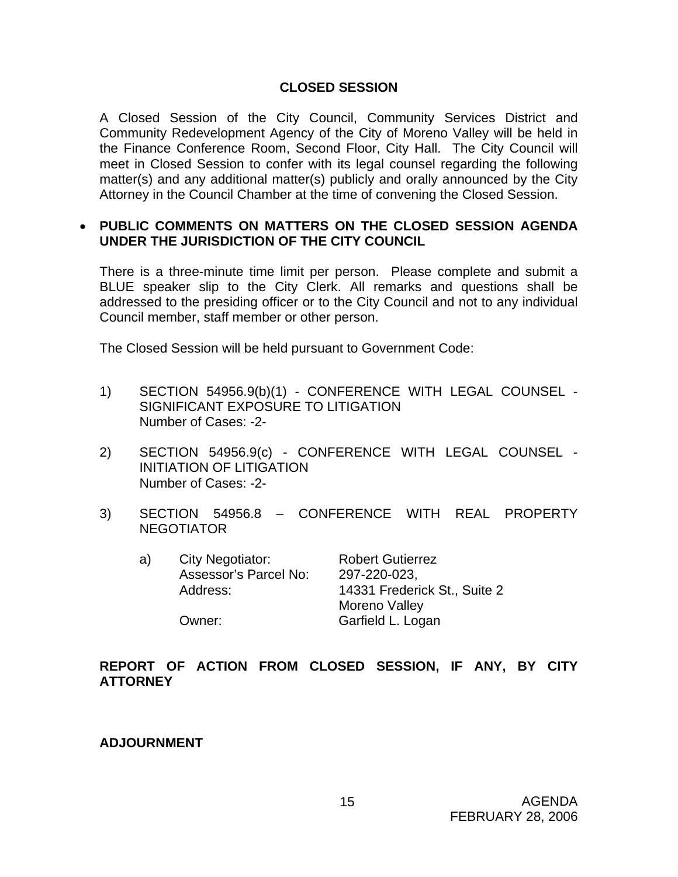## CLOSED SESSION

A Closed Session of the City Council, Community Services District and Community Redevelopment Agency of the City of Moreno Valley will be held in the Finance Conference Room, Second Floor, City Hall. The City Council will meet in Closed Session to confer with its legal counsel regarding the following matter(s) and any additional matter(s) publicly and orally announced by the City Attorney in the Council Chamber at the time of convening the Closed Session.

- **PUBLIC COMMENTS ON MATTERS ON THE CLOSED SESSION AGENDA UNDER THE JURISDICTION OF THE CITY COUNCIL**

  There is a three-minute time limit per person. Please complete and submit a BLUE speaker slip to the City Clerk. All remarks and questions shall be addressed to the presiding officer or to the City Council and not to any individual Council member, staff member or other person.

  The Closed Session will be held pursuant to Government Code:

1) SECTION 54956.9(b)(1) - CONFERENCE WITH LEGAL COUNSEL - SIGNIFICANT EXPOSURE TO LITIGATION
   Number of Cases: -2-

2) SECTION 54956.9(c) - CONFERENCE WITH LEGAL COUNSEL - INITIATION OF LITIGATION
   Number of Cases: -2-

3) SECTION 54956.8 – CONFERENCE WITH REAL PROPERTY NEGOTIATOR

   a) City Negotiator: Robert Gutierrez
      Assessor's Parcel No: 297-220-023,
      Address: 14331 Frederick St., Suite 2 Moreno Valley
      Owner: Garfield L. Logan

**REPORT OF ACTION FROM CLOSED SESSION, IF ANY, BY CITY ATTORNEY**

**ADJOURNMENT**